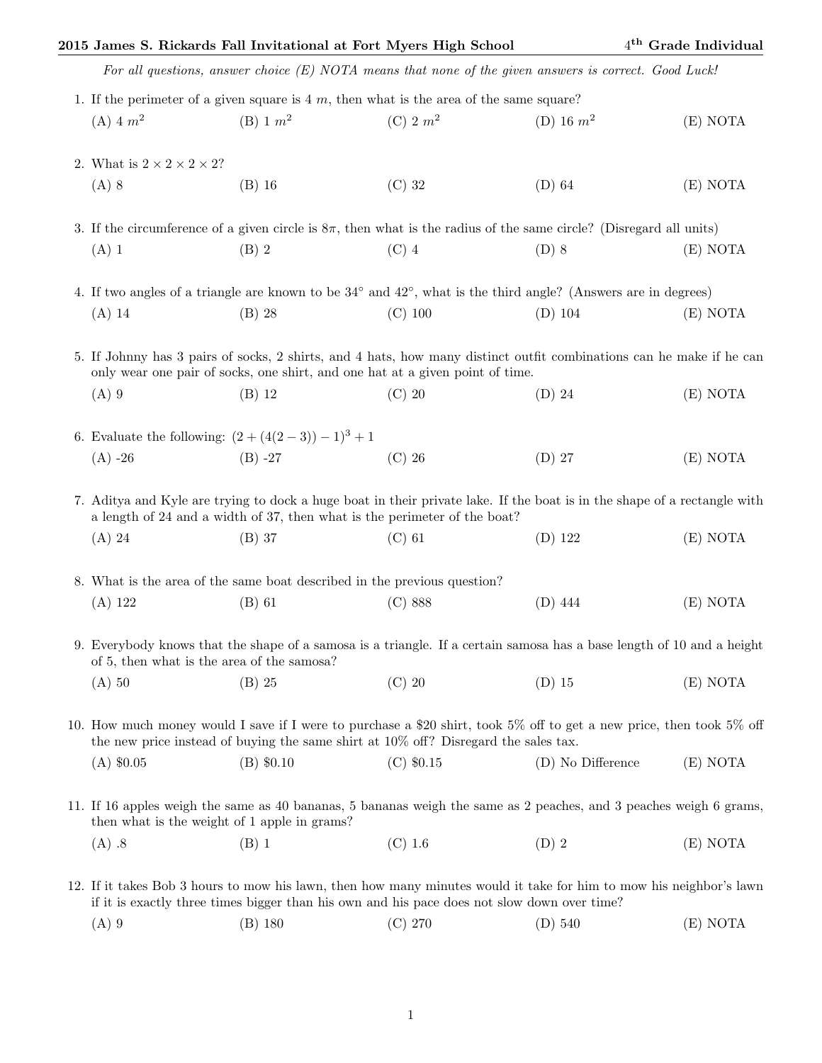## 2015 James S. Rickards Fall Invitational at Fort Myers High School — $4^{\text{th}}$ Grade Individual

*For all questions, answer choice (E) NOTA means that none of the given answers is correct. Good Luck!*

1. If the perimeter of a given square is 4 $m$, then what is the area of the same square?

   (A) 4 $m^2$ (B) 1 $m^2$ (C) 2 $m^2$ (D) 16 $m^2$ (E) NOTA

2. What is $2 \times 2 \times 2 \times 2$?

   (A) 8 (B) 16 (C) 32 (D) 64 (E) NOTA

3. If the circumference of a given circle is $8\pi$, then what is the radius of the same circle? (Disregard all units)

   (A) 1 (B) 2 (C) 4 (D) 8 (E) NOTA

4. If two angles of a triangle are known to be $34^\circ$ and $42^\circ$, what is the third angle? (Answers are in degrees)

   (A) 14 (B) 28 (C) 100 (D) 104 (E) NOTA

5. If Johnny has 3 pairs of socks, 2 shirts, and 4 hats, how many distinct outfit combinations can he make if he can only wear one pair of socks, one shirt, and one hat at a given point of time.

   (A) 9 (B) 12 (C) 20 (D) 24 (E) NOTA

6. Evaluate the following: $(2 + (4(2-3)) - 1)^3 + 1$

   (A) -26 (B) -27 (C) 26 (D) 27 (E) NOTA

7. Aditya and Kyle are trying to dock a huge boat in their private lake. If the boat is in the shape of a rectangle with a length of 24 and a width of 37, then what is the perimeter of the boat?

   (A) 24 (B) 37 (C) 61 (D) 122 (E) NOTA

8. What is the area of the same boat described in the previous question?

   (A) 122 (B) 61 (C) 888 (D) 444 (E) NOTA

9. Everybody knows that the shape of a samosa is a triangle. If a certain samosa has a base length of 10 and a height of 5, then what is the area of the samosa?

   (A) 50 (B) 25 (C) 20 (D) 15 (E) NOTA

10. How much money would I save if I were to purchase a \$20 shirt, took 5% off to get a new price, then took 5% off the new price instead of buying the same shirt at 10% off? Disregard the sales tax.

    (A) \$0.05 (B) \$0.10 (C) \$0.15 (D) No Difference (E) NOTA

11. If 16 apples weigh the same as 40 bananas, 5 bananas weigh the same as 2 peaches, and 3 peaches weigh 6 grams, then what is the weight of 1 apple in grams?

    (A) .8 (B) 1 (C) 1.6 (D) 2 (E) NOTA

12. If it takes Bob 3 hours to mow his lawn, then how many minutes would it take for him to mow his neighbor's lawn if it is exactly three times bigger than his own and his pace does not slow down over time?

    (A) 9 (B) 180 (C) 270 (D) 540 (E) NOTA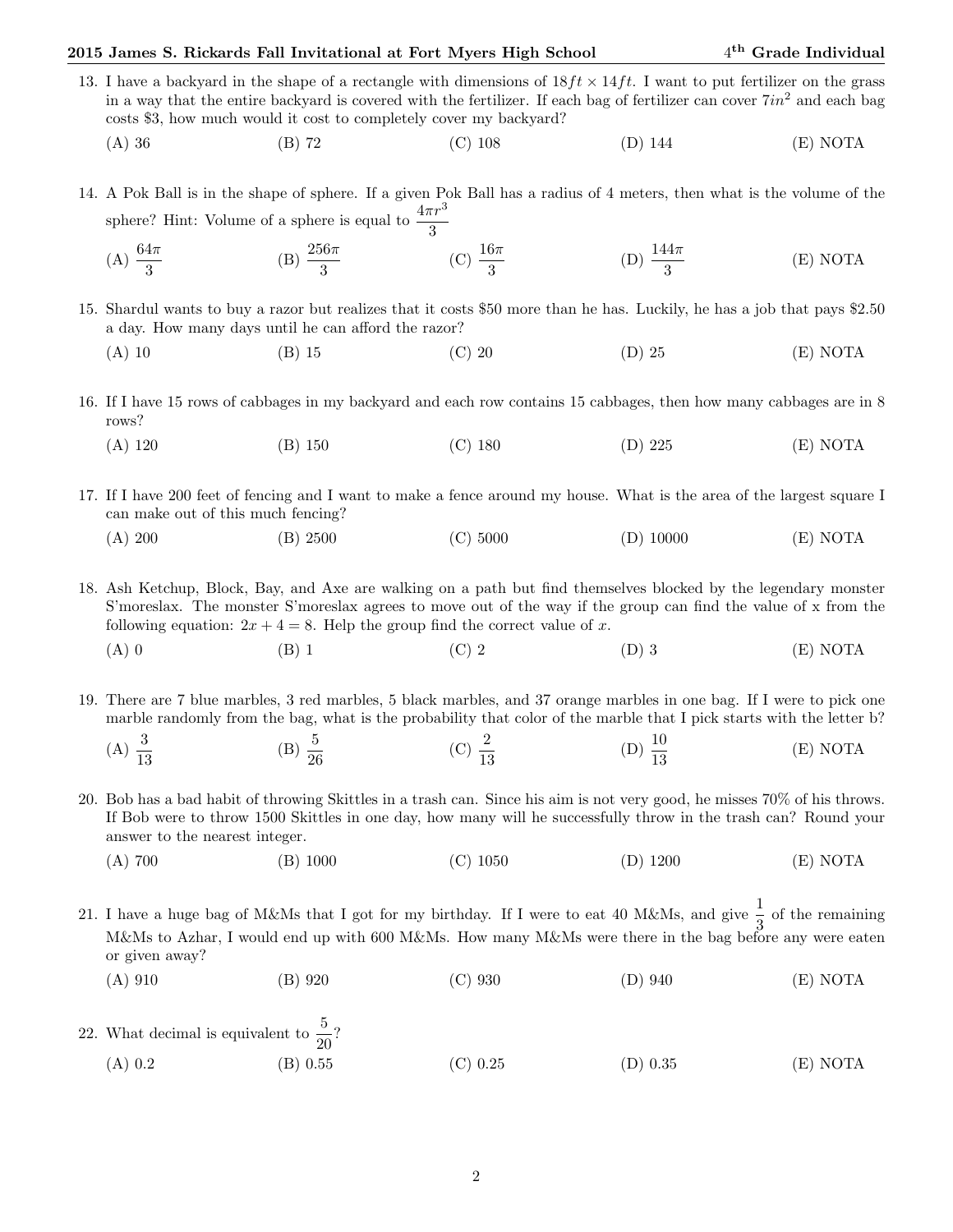13. I have a backyard in the shape of a rectangle with dimensions of $18ft \times 14ft$. I want to put fertilizer on the grass in a way that the entire backyard is covered with the fertilizer. If each bag of fertilizer can cover $7in^2$ and each bag costs \$3, how much would it cost to completely cover my backyard?

    (A) 36 (B) 72 (C) 108 (D) 144 (E) NOTA

14. A Pok Ball is in the shape of sphere. If a given Pok Ball has a radius of 4 meters, then what is the volume of the sphere? Hint: Volume of a sphere is equal to $\frac{4\pi r^3}{3}$

    (A) $\frac{64\pi}{3}$ (B) $\frac{256\pi}{3}$ (C) $\frac{16\pi}{3}$ (D) $\frac{144\pi}{3}$ (E) NOTA

15. Shardul wants to buy a razor but realizes that it costs \$50 more than he has. Luckily, he has a job that pays \$2.50 a day. How many days until he can afford the razor?

    (A) 10 (B) 15 (C) 20 (D) 25 (E) NOTA

16. If I have 15 rows of cabbages in my backyard and each row contains 15 cabbages, then how many cabbages are in 8 rows?

    (A) 120 (B) 150 (C) 180 (D) 225 (E) NOTA

17. If I have 200 feet of fencing and I want to make a fence around my house. What is the area of the largest square I can make out of this much fencing?

    (A) 200 (B) 2500 (C) 5000 (D) 10000 (E) NOTA

18. Ash Ketchup, Block, Bay, and Axe are walking on a path but find themselves blocked by the legendary monster S'moreslax. The monster S'moreslax agrees to move out of the way if the group can find the value of x from the following equation: $2x + 4 = 8$. Help the group find the correct value of $x$.

    (A) 0 (B) 1 (C) 2 (D) 3 (E) NOTA

19. There are 7 blue marbles, 3 red marbles, 5 black marbles, and 37 orange marbles in one bag. If I were to pick one marble randomly from the bag, what is the probability that color of the marble that I pick starts with the letter b?

    (A) $\frac{3}{13}$ (B) $\frac{5}{26}$ (C) $\frac{2}{13}$ (D) $\frac{10}{13}$ (E) NOTA

20. Bob has a bad habit of throwing Skittles in a trash can. Since his aim is not very good, he misses 70% of his throws. If Bob were to throw 1500 Skittles in one day, how many will he successfully throw in the trash can? Round your answer to the nearest integer.

    (A) 700 (B) 1000 (C) 1050 (D) 1200 (E) NOTA

21. I have a huge bag of M&Ms that I got for my birthday. If I were to eat 40 M&Ms, and give $\frac{1}{3}$ of the remaining M&Ms to Azhar, I would end up with 600 M&Ms. How many M&Ms were there in the bag before any were eaten or given away?

    (A) 910 (B) 920 (C) 930 (D) 940 (E) NOTA

22. What decimal is equivalent to $\frac{5}{20}$?

    (A) 0.2 (B) 0.55 (C) 0.25 (D) 0.35 (E) NOTA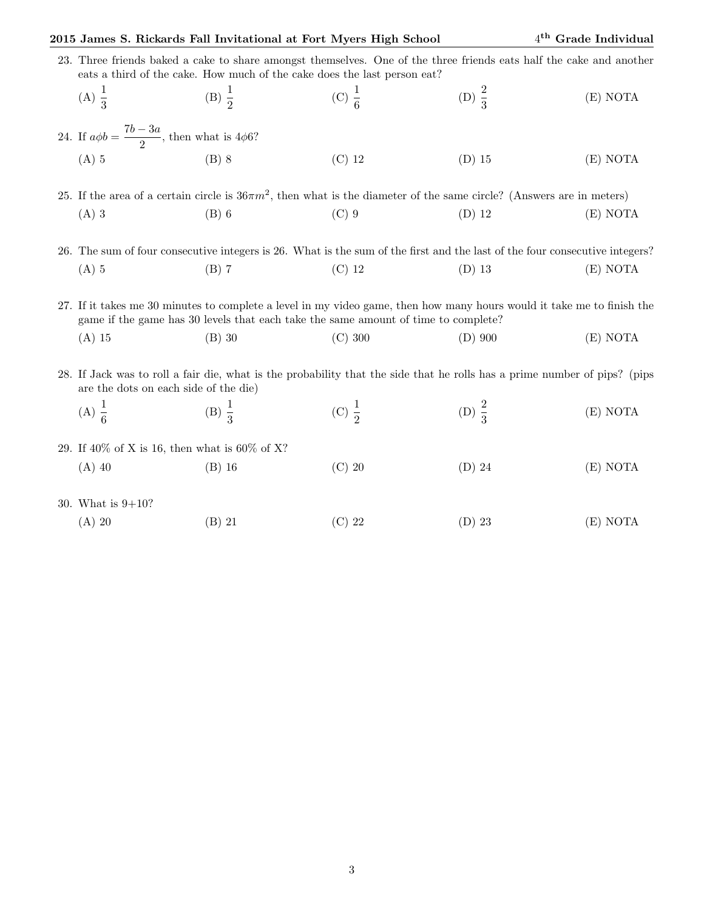23. Three friends baked a cake to share amongst themselves. One of the three friends eats half the cake and another eats a third of the cake. How much of the cake does the last person eat?

(A) $\frac{1}{3}$ (B) $\frac{1}{2}$ (C) $\frac{1}{6}$ (D) $\frac{2}{3}$ (E) NOTA

24. If $a\phi b = \frac{7b - 3a}{2}$, then what is $4\phi 6$?

(A) 5 (B) 8 (C) 12 (D) 15 (E) NOTA

25. If the area of a certain circle is $36\pi m^2$, then what is the diameter of the same circle? (Answers are in meters)

(A) 3 (B) 6 (C) 9 (D) 12 (E) NOTA

26. The sum of four consecutive integers is 26. What is the sum of the first and the last of the four consecutive integers?

(A) 5 (B) 7 (C) 12 (D) 13 (E) NOTA

27. If it takes me 30 minutes to complete a level in my video game, then how many hours would it take me to finish the game if the game has 30 levels that each take the same amount of time to complete?

(A) 15 (B) 30 (C) 300 (D) 900 (E) NOTA

28. If Jack was to roll a fair die, what is the probability that the side that he rolls has a prime number of pips? (pips are the dots on each side of the die)

(A) $\frac{1}{6}$ (B) $\frac{1}{3}$ (C) $\frac{1}{2}$ (D) $\frac{2}{3}$ (E) NOTA

29. If 40% of X is 16, then what is 60% of X?

(A) 40 (B) 16 (C) 20 (D) 24 (E) NOTA

30. What is 9+10?

(A) 20 (B) 21 (C) 22 (D) 23 (E) NOTA